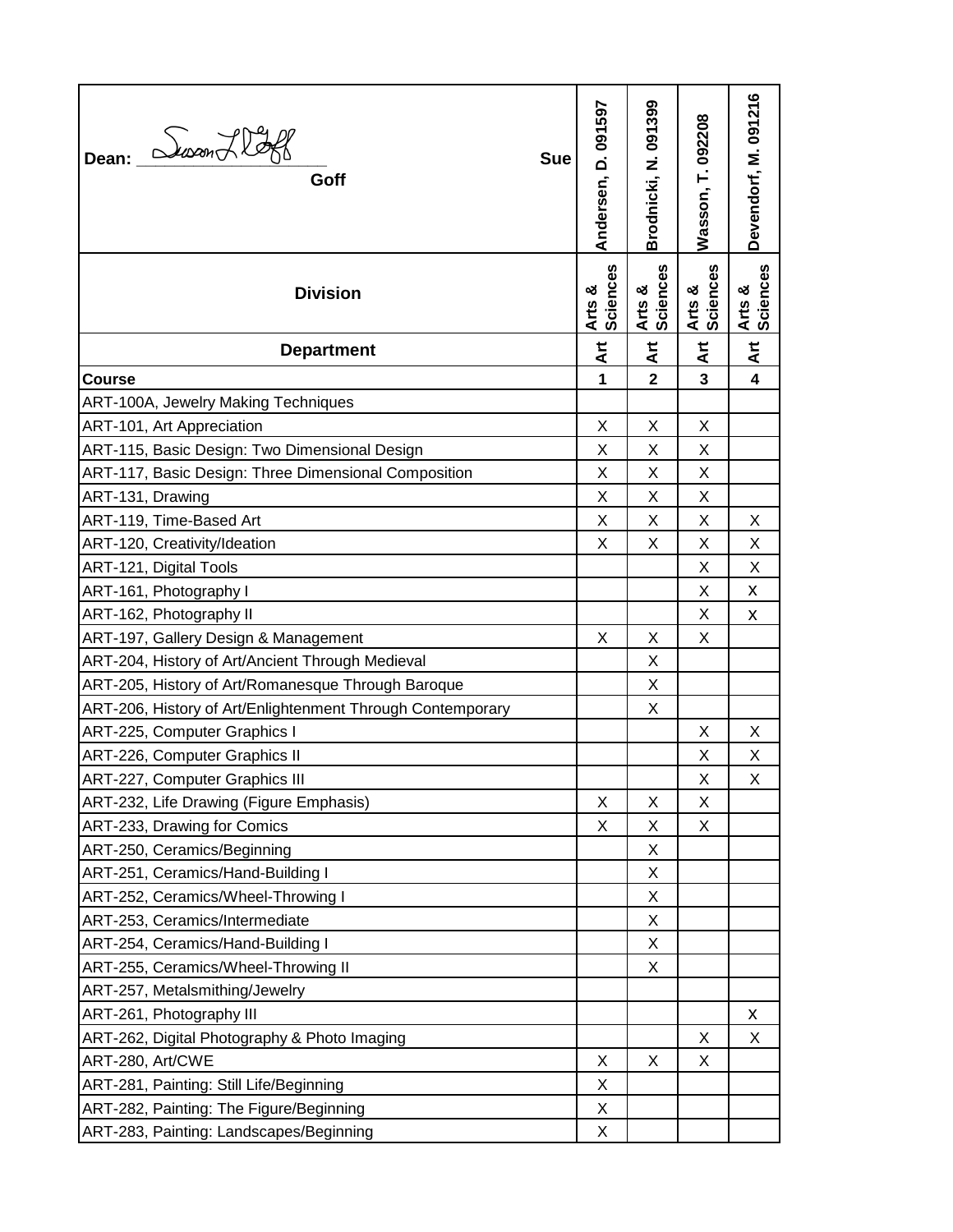| Dean: Susan L Goff (signature) Sue Goff | Andersen, D. 091597 | Brodnicki, N. 091399 | Wasson, T. 092208 | Devendorf, M. 091216 |
|---|---|---|---|---|
| **Division** | Arts & Sciences | Arts & Sciences | Arts & Sciences | Arts & Sciences |
| **Department** | Art | Art | Art | Art |
| **Course** | **1** | **2** | **3** | **4** |
| ART-100A, Jewelry Making Techniques | | | | |
| ART-101, Art Appreciation | X | X | X | |
| ART-115, Basic Design: Two Dimensional Design | X | X | X | |
| ART-117, Basic Design: Three Dimensional Composition | X | X | X | |
| ART-131, Drawing | X | X | X | |
| ART-119, Time-Based Art | X | X | X | X |
| ART-120, Creativity/Ideation | X | X | X | X |
| ART-121, Digital Tools | | | X | X |
| ART-161, Photography I | | | X | X |
| ART-162, Photography II | | | X | X |
| ART-197, Gallery Design & Management | X | X | X | |
| ART-204, History of Art/Ancient Through Medieval | | X | | |
| ART-205, History of Art/Romanesque Through Baroque | | X | | |
| ART-206, History of Art/Enlightenment Through Contemporary | | X | | |
| ART-225, Computer Graphics I | | | X | X |
| ART-226, Computer Graphics II | | | X | X |
| ART-227, Computer Graphics III | | | X | X |
| ART-232, Life Drawing (Figure Emphasis) | X | X | X | |
| ART-233, Drawing for Comics | X | X | X | |
| ART-250, Ceramics/Beginning | | X | | |
| ART-251, Ceramics/Hand-Building I | | X | | |
| ART-252, Ceramics/Wheel-Throwing I | | X | | |
| ART-253, Ceramics/Intermediate | | X | | |
| ART-254, Ceramics/Hand-Building I | | X | | |
| ART-255, Ceramics/Wheel-Throwing II | | X | | |
| ART-257, Metalsmithing/Jewelry | | | | |
| ART-261, Photography III | | | | X |
| ART-262, Digital Photography & Photo Imaging | | | X | X |
| ART-280, Art/CWE | X | X | X | |
| ART-281, Painting: Still Life/Beginning | X | | | |
| ART-282, Painting: The Figure/Beginning | X | | | |
| ART-283, Painting: Landscapes/Beginning | X | | | |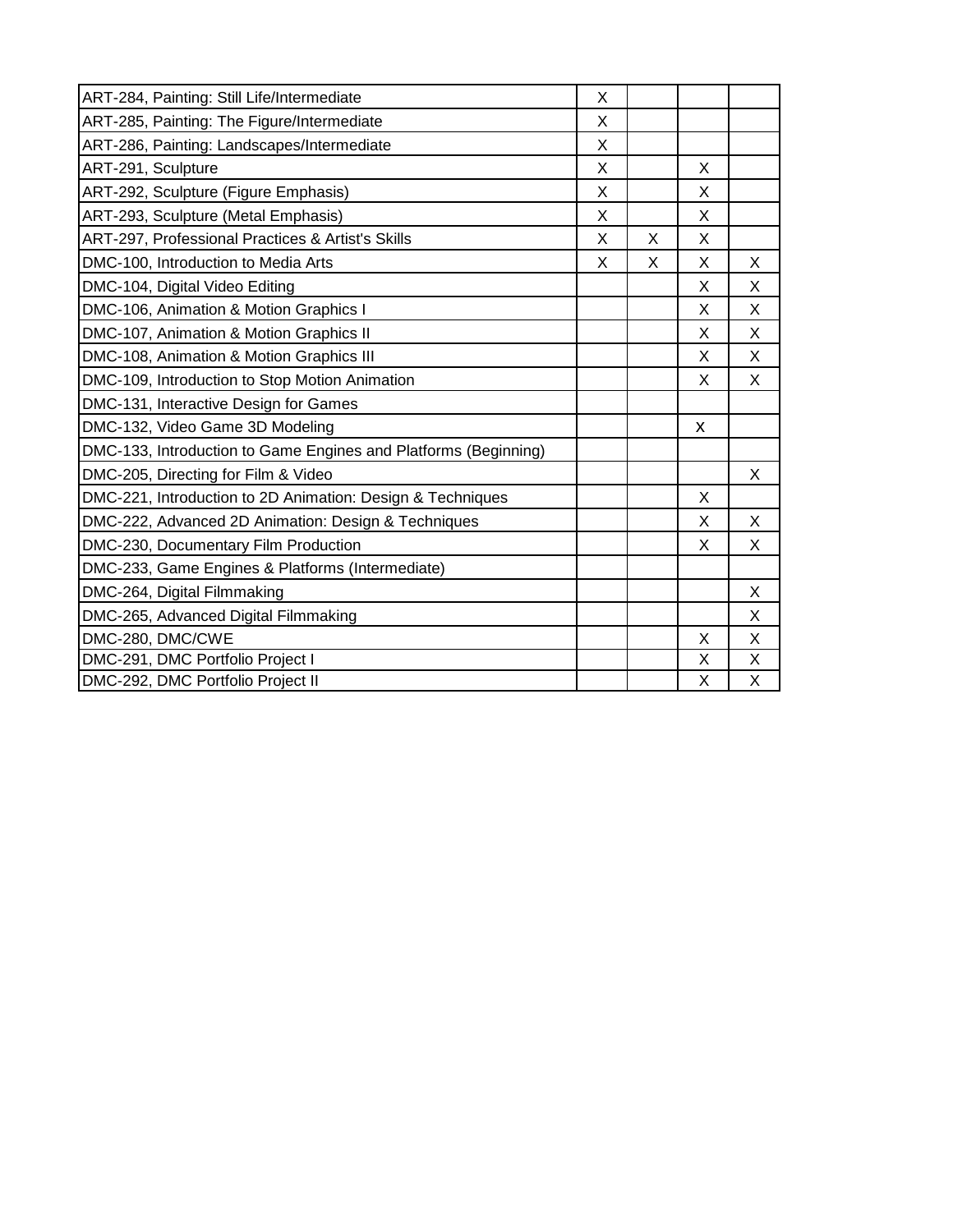| | | | | |
|---|---|---|---|---|
| ART-284, Painting: Still Life/Intermediate | X | | | |
| ART-285, Painting: The Figure/Intermediate | X | | | |
| ART-286, Painting: Landscapes/Intermediate | X | | | |
| ART-291, Sculpture | X | | X | |
| ART-292, Sculpture (Figure Emphasis) | X | | X | |
| ART-293, Sculpture (Metal Emphasis) | X | | X | |
| ART-297, Professional Practices & Artist's Skills | X | X | X | |
| DMC-100, Introduction to Media Arts | X | X | X | X |
| DMC-104, Digital Video Editing | | | X | X |
| DMC-106, Animation & Motion Graphics I | | | X | X |
| DMC-107, Animation & Motion Graphics II | | | X | X |
| DMC-108, Animation & Motion Graphics III | | | X | X |
| DMC-109, Introduction to Stop Motion Animation | | | X | X |
| DMC-131, Interactive Design for Games | | | | |
| DMC-132, Video Game 3D Modeling | | | x | |
| DMC-133, Introduction to Game Engines and Platforms (Beginning) | | | | |
| DMC-205, Directing for Film & Video | | | | X |
| DMC-221, Introduction to 2D Animation: Design & Techniques | | | X | |
| DMC-222, Advanced 2D Animation: Design & Techniques | | | X | X |
| DMC-230, Documentary Film Production | | | X | X |
| DMC-233, Game Engines & Platforms (Intermediate) | | | | |
| DMC-264, Digital Filmmaking | | | | X |
| DMC-265, Advanced Digital Filmmaking | | | | X |
| DMC-280, DMC/CWE | | | X | X |
| DMC-291, DMC Portfolio Project I | | | X | X |
| DMC-292, DMC Portfolio Project II | | | X | X |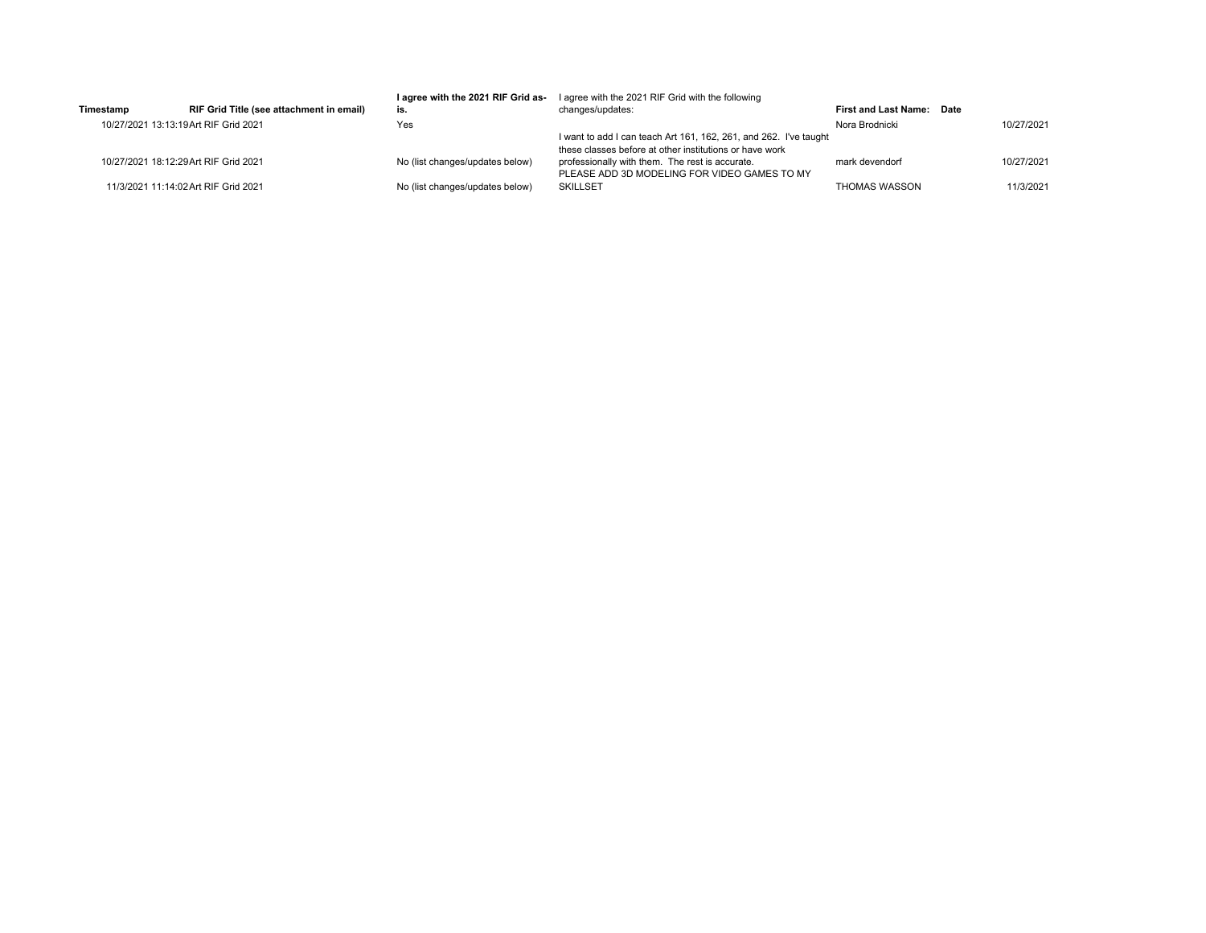| Timestamp | RIF Grid Title (see attachment in email) | I agree with the 2021 RIF Grid as-is. | I agree with the 2021 RIF Grid with the following changes/updates: | First and Last Name: | Date |
|---|---|---|---|---|---|
| 10/27/2021 13:13:19 | Art RIF Grid 2021 | Yes | | Nora Brodnicki | 10/27/2021 |
| 10/27/2021 18:12:29 | Art RIF Grid 2021 | No (list changes/updates below) | I want to add I can teach Art 161, 162, 261, and 262. I've taught these classes before at other institutions or have work professionally with them. The rest is accurate. | mark devendorf | 10/27/2021 |
| 11/3/2021 11:14:02 | Art RIF Grid 2021 | No (list changes/updates below) | PLEASE ADD 3D MODELING FOR VIDEO GAMES TO MY SKILLSET | THOMAS WASSON | 11/3/2021 |